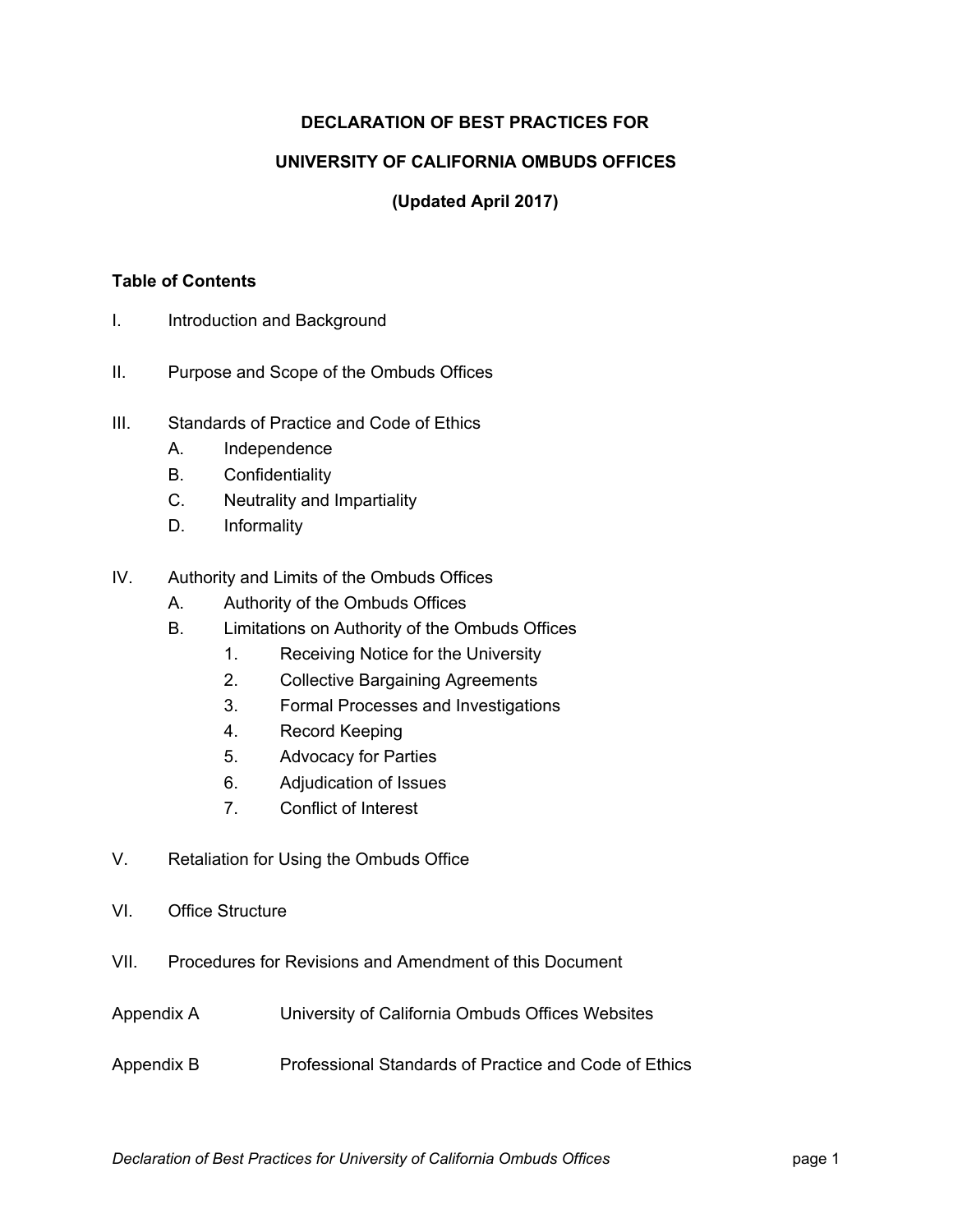# DECLARATION OF BEST PRACTICES FOR

# UNIVERSITY OF CALIFORNIA OMBUDS OFFICES

**(Updated April 2017)**

**Table of Contents**

I. Introduction and Background

II. Purpose and Scope of the Ombuds Offices

III. Standards of Practice and Code of Ethics
   - A. Independence
   - B. Confidentiality
   - C. Neutrality and Impartiality
   - D. Informality

IV. Authority and Limits of the Ombuds Offices
   - A. Authority of the Ombuds Offices
   - B. Limitations on Authority of the Ombuds Offices
     1. Receiving Notice for the University
     2. Collective Bargaining Agreements
     3. Formal Processes and Investigations
     4. Record Keeping
     5. Advocacy for Parties
     6. Adjudication of Issues
     7. Conflict of Interest

V. Retaliation for Using the Ombuds Office

VI. Office Structure

VII. Procedures for Revisions and Amendment of this Document

Appendix A — University of California Ombuds Offices Websites

Appendix B — Professional Standards of Practice and Code of Ethics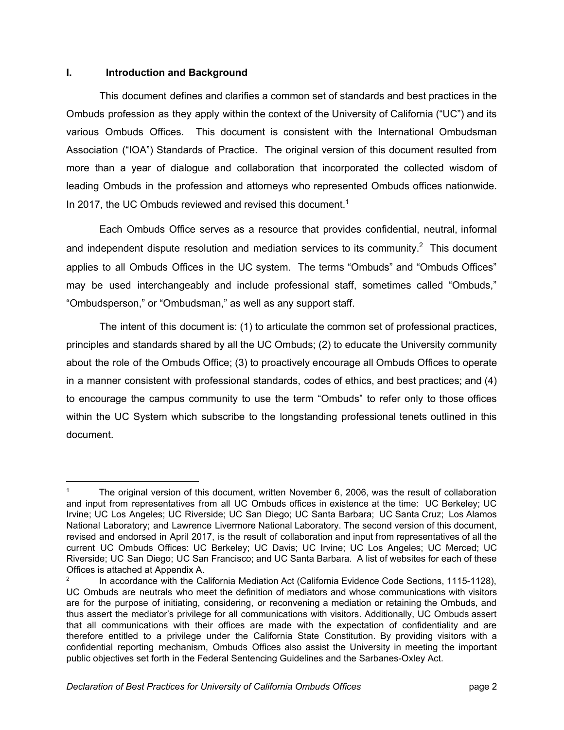## I. Introduction and Background

This document defines and clarifies a common set of standards and best practices in the Ombuds profession as they apply within the context of the University of California ("UC") and its various Ombuds Offices. This document is consistent with the International Ombudsman Association ("IOA") Standards of Practice. The original version of this document resulted from more than a year of dialogue and collaboration that incorporated the collected wisdom of leading Ombuds in the profession and attorneys who represented Ombuds offices nationwide. In 2017, the UC Ombuds reviewed and revised this document.[1]

Each Ombuds Office serves as a resource that provides confidential, neutral, informal and independent dispute resolution and mediation services to its community.[2] This document applies to all Ombuds Offices in the UC system. The terms "Ombuds" and "Ombuds Offices" may be used interchangeably and include professional staff, sometimes called "Ombuds," "Ombudsperson," or "Ombudsman," as well as any support staff.

The intent of this document is: (1) to articulate the common set of professional practices, principles and standards shared by all the UC Ombuds; (2) to educate the University community about the role of the Ombuds Office; (3) to proactively encourage all Ombuds Offices to operate in a manner consistent with professional standards, codes of ethics, and best practices; and (4) to encourage the campus community to use the term "Ombuds" to refer only to those offices within the UC System which subscribe to the longstanding professional tenets outlined in this document.

---

[1] The original version of this document, written November 6, 2006, was the result of collaboration and input from representatives from all UC Ombuds offices in existence at the time: UC Berkeley; UC Irvine; UC Los Angeles; UC Riverside; UC San Diego; UC Santa Barbara; UC Santa Cruz; Los Alamos National Laboratory; and Lawrence Livermore National Laboratory. The second version of this document, revised and endorsed in April 2017, is the result of collaboration and input from representatives of all the current UC Ombuds Offices: UC Berkeley; UC Davis; UC Irvine; UC Los Angeles; UC Merced; UC Riverside; UC San Diego; UC San Francisco; and UC Santa Barbara. A list of websites for each of these Offices is attached at Appendix A.

[2] In accordance with the California Mediation Act (California Evidence Code Sections, 1115-1128), UC Ombuds are neutrals who meet the definition of mediators and whose communications with visitors are for the purpose of initiating, considering, or reconvening a mediation or retaining the Ombuds, and thus assert the mediator's privilege for all communications with visitors. Additionally, UC Ombuds assert that all communications with their offices are made with the expectation of confidentiality and are therefore entitled to a privilege under the California State Constitution. By providing visitors with a confidential reporting mechanism, Ombuds Offices also assist the University in meeting the important public objectives set forth in the Federal Sentencing Guidelines and the Sarbanes-Oxley Act.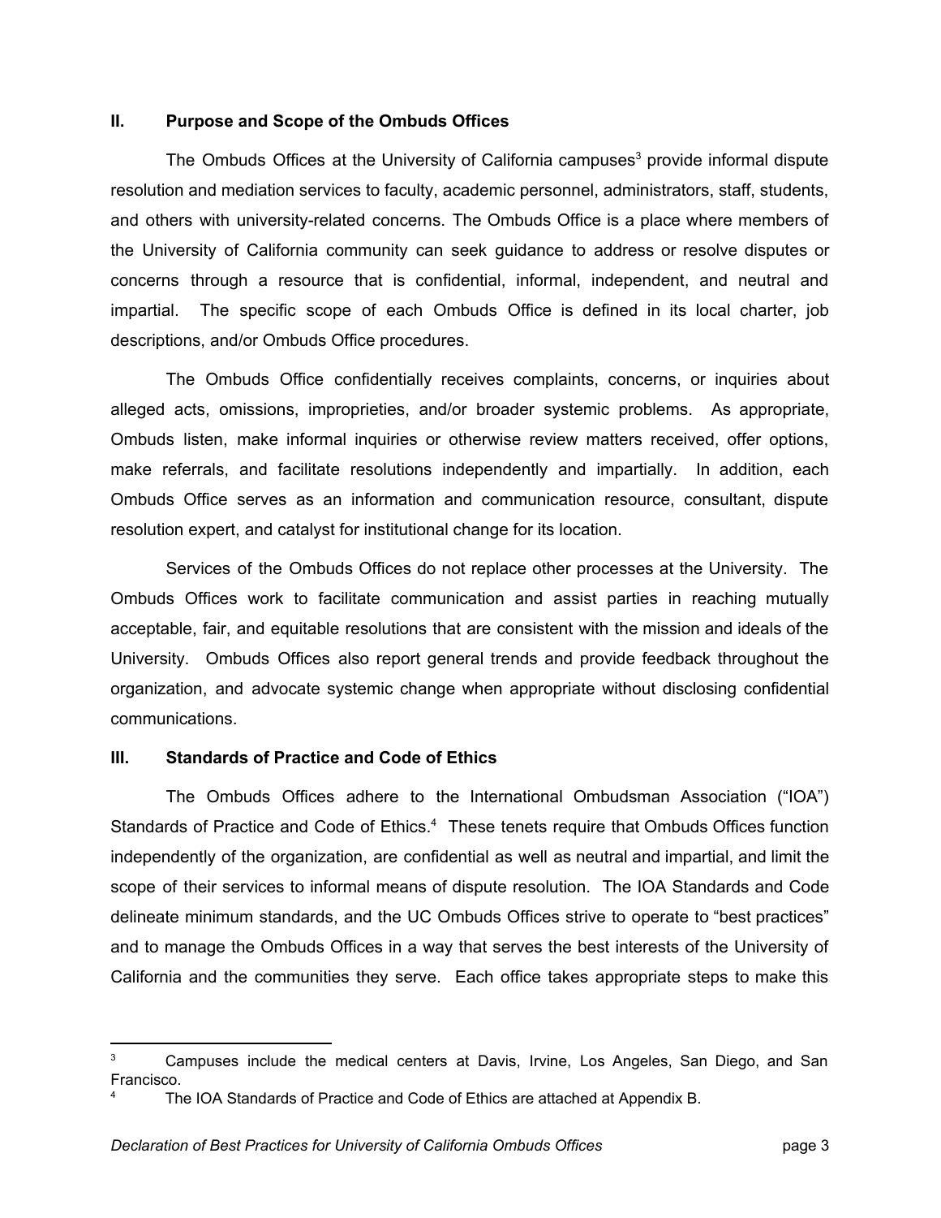## II. Purpose and Scope of the Ombuds Offices

The Ombuds Offices at the University of California campuses[3] provide informal dispute resolution and mediation services to faculty, academic personnel, administrators, staff, students, and others with university-related concerns. The Ombuds Office is a place where members of the University of California community can seek guidance to address or resolve disputes or concerns through a resource that is confidential, informal, independent, and neutral and impartial. The specific scope of each Ombuds Office is defined in its local charter, job descriptions, and/or Ombuds Office procedures.

The Ombuds Office confidentially receives complaints, concerns, or inquiries about alleged acts, omissions, improprieties, and/or broader systemic problems. As appropriate, Ombuds listen, make informal inquiries or otherwise review matters received, offer options, make referrals, and facilitate resolutions independently and impartially. In addition, each Ombuds Office serves as an information and communication resource, consultant, dispute resolution expert, and catalyst for institutional change for its location.

Services of the Ombuds Offices do not replace other processes at the University. The Ombuds Offices work to facilitate communication and assist parties in reaching mutually acceptable, fair, and equitable resolutions that are consistent with the mission and ideals of the University. Ombuds Offices also report general trends and provide feedback throughout the organization, and advocate systemic change when appropriate without disclosing confidential communications.

## III. Standards of Practice and Code of Ethics

The Ombuds Offices adhere to the International Ombudsman Association ("IOA") Standards of Practice and Code of Ethics.[4] These tenets require that Ombuds Offices function independently of the organization, are confidential as well as neutral and impartial, and limit the scope of their services to informal means of dispute resolution. The IOA Standards and Code delineate minimum standards, and the UC Ombuds Offices strive to operate to "best practices" and to manage the Ombuds Offices in a way that serves the best interests of the University of California and the communities they serve. Each office takes appropriate steps to make this

---

[3] Campuses include the medical centers at Davis, Irvine, Los Angeles, San Diego, and San Francisco.

[4] The IOA Standards of Practice and Code of Ethics are attached at Appendix B.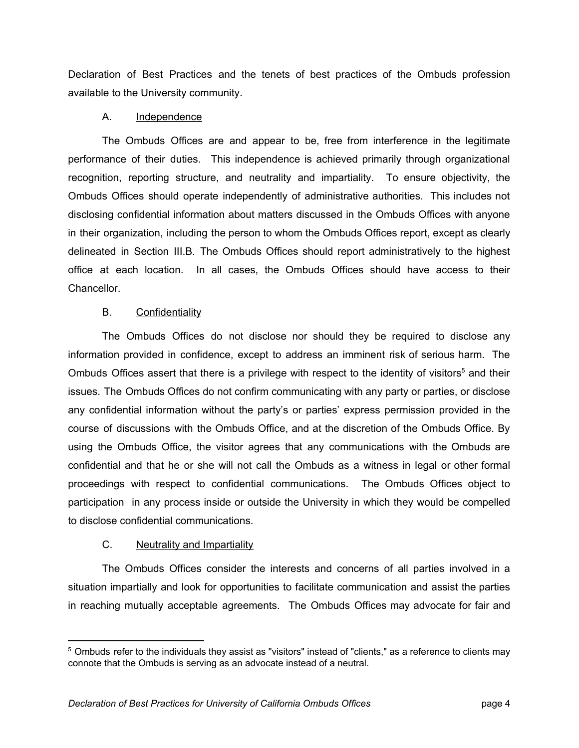Declaration of Best Practices and the tenets of best practices of the Ombuds profession available to the University community.

### A. Independence

The Ombuds Offices are and appear to be, free from interference in the legitimate performance of their duties. This independence is achieved primarily through organizational recognition, reporting structure, and neutrality and impartiality. To ensure objectivity, the Ombuds Offices should operate independently of administrative authorities. This includes not disclosing confidential information about matters discussed in the Ombuds Offices with anyone in their organization, including the person to whom the Ombuds Offices report, except as clearly delineated in Section III.B. The Ombuds Offices should report administratively to the highest office at each location. In all cases, the Ombuds Offices should have access to their Chancellor.

### B. Confidentiality

The Ombuds Offices do not disclose nor should they be required to disclose any information provided in confidence, except to address an imminent risk of serious harm. The Ombuds Offices assert that there is a privilege with respect to the identity of visitors[5] and their issues. The Ombuds Offices do not confirm communicating with any party or parties, or disclose any confidential information without the party's or parties' express permission provided in the course of discussions with the Ombuds Office, and at the discretion of the Ombuds Office. By using the Ombuds Office, the visitor agrees that any communications with the Ombuds are confidential and that he or she will not call the Ombuds as a witness in legal or other formal proceedings with respect to confidential communications. The Ombuds Offices object to participation in any process inside or outside the University in which they would be compelled to disclose confidential communications.

### C. Neutrality and Impartiality

The Ombuds Offices consider the interests and concerns of all parties involved in a situation impartially and look for opportunities to facilitate communication and assist the parties in reaching mutually acceptable agreements. The Ombuds Offices may advocate for fair and

---

[5] Ombuds refer to the individuals they assist as "visitors" instead of "clients," as a reference to clients may connote that the Ombuds is serving as an advocate instead of a neutral.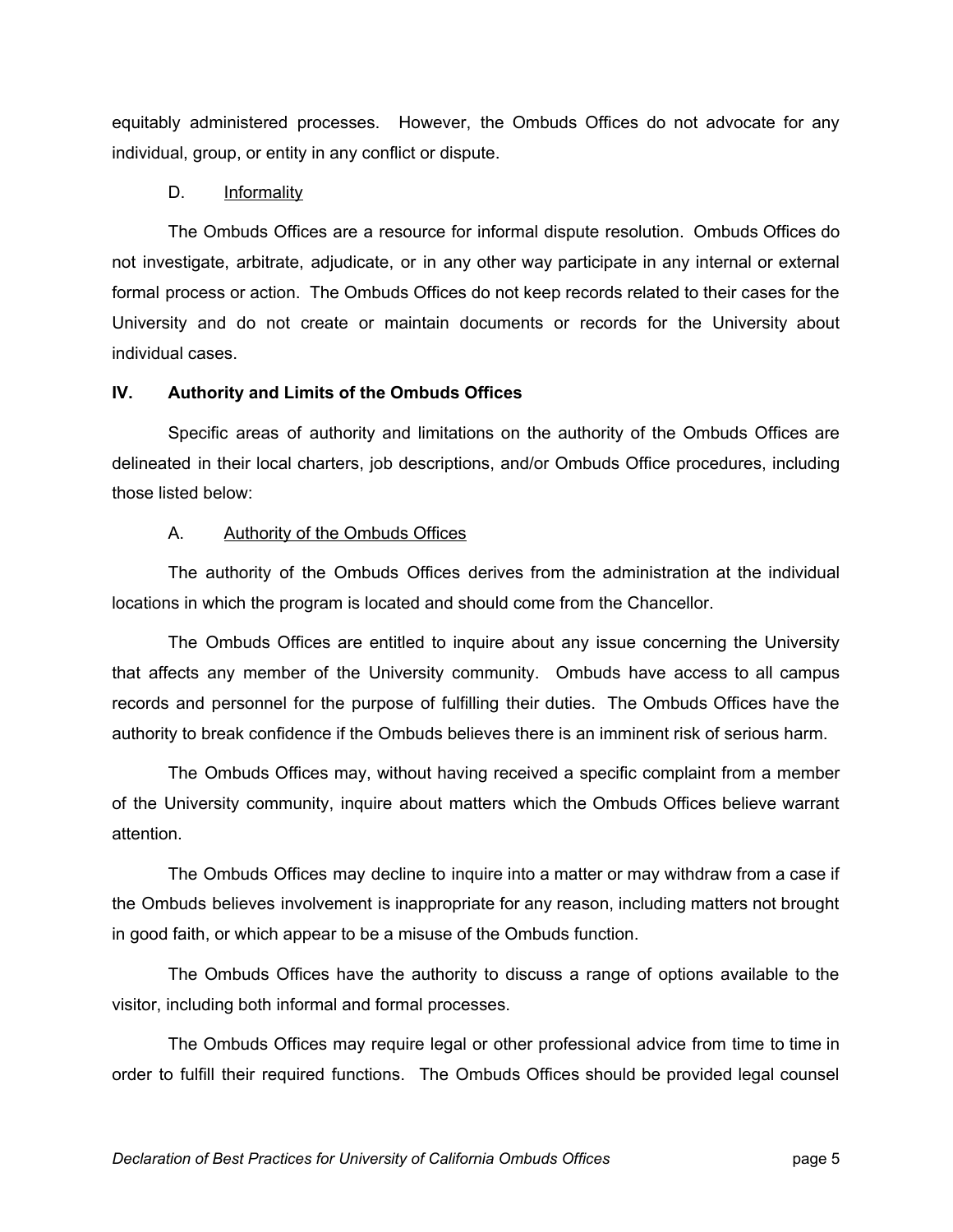equitably administered processes. However, the Ombuds Offices do not advocate for any individual, group, or entity in any conflict or dispute.

### D. Informality

The Ombuds Offices are a resource for informal dispute resolution. Ombuds Offices do not investigate, arbitrate, adjudicate, or in any other way participate in any internal or external formal process or action. The Ombuds Offices do not keep records related to their cases for the University and do not create or maintain documents or records for the University about individual cases.

## IV. Authority and Limits of the Ombuds Offices

Specific areas of authority and limitations on the authority of the Ombuds Offices are delineated in their local charters, job descriptions, and/or Ombuds Office procedures, including those listed below:

### A. Authority of the Ombuds Offices

The authority of the Ombuds Offices derives from the administration at the individual locations in which the program is located and should come from the Chancellor.

The Ombuds Offices are entitled to inquire about any issue concerning the University that affects any member of the University community. Ombuds have access to all campus records and personnel for the purpose of fulfilling their duties. The Ombuds Offices have the authority to break confidence if the Ombuds believes there is an imminent risk of serious harm.

The Ombuds Offices may, without having received a specific complaint from a member of the University community, inquire about matters which the Ombuds Offices believe warrant attention.

The Ombuds Offices may decline to inquire into a matter or may withdraw from a case if the Ombuds believes involvement is inappropriate for any reason, including matters not brought in good faith, or which appear to be a misuse of the Ombuds function.

The Ombuds Offices have the authority to discuss a range of options available to the visitor, including both informal and formal processes.

The Ombuds Offices may require legal or other professional advice from time to time in order to fulfill their required functions. The Ombuds Offices should be provided legal counsel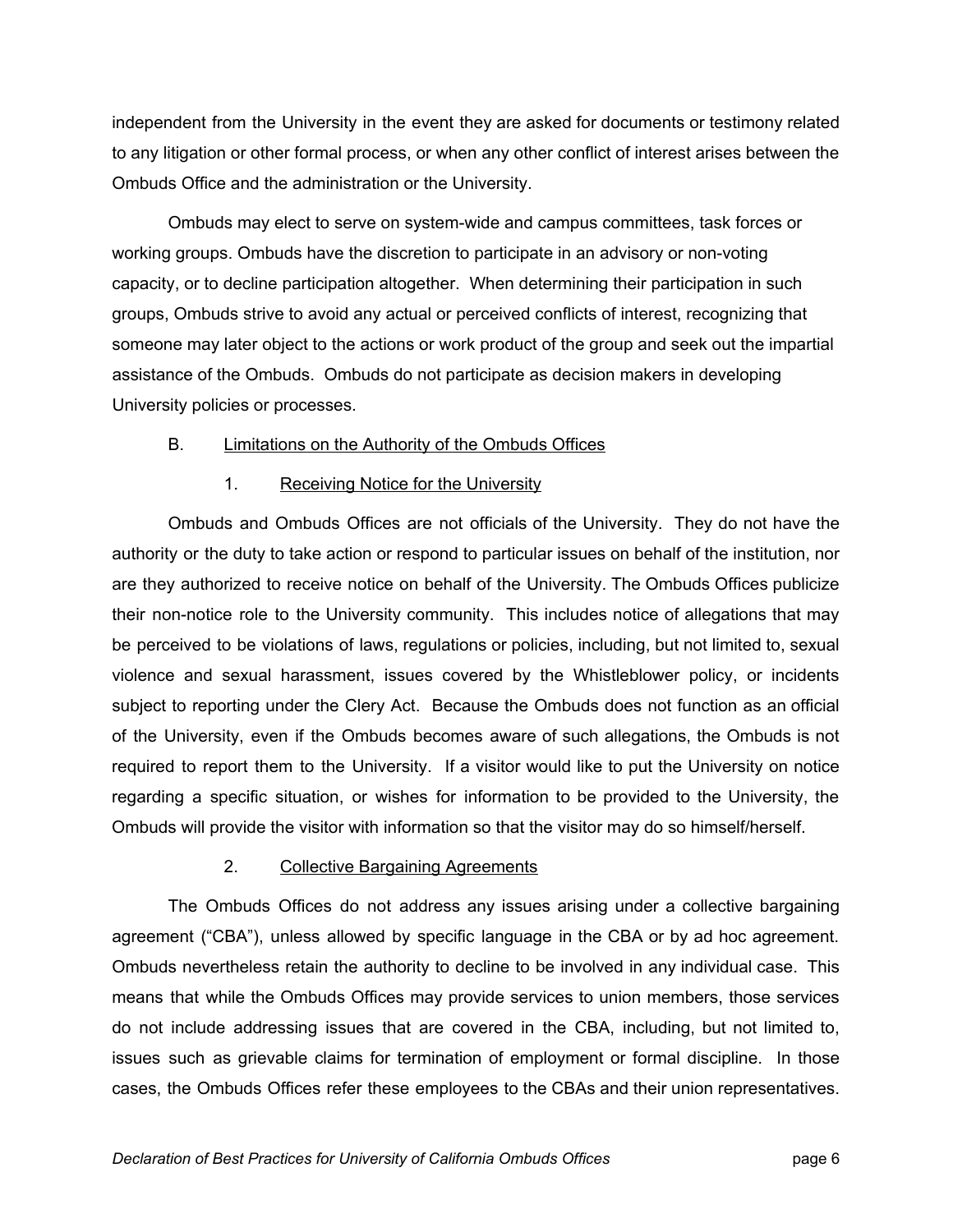independent from the University in the event they are asked for documents or testimony related to any litigation or other formal process, or when any other conflict of interest arises between the Ombuds Office and the administration or the University.

Ombuds may elect to serve on system-wide and campus committees, task forces or working groups. Ombuds have the discretion to participate in an advisory or non-voting capacity, or to decline participation altogether. When determining their participation in such groups, Ombuds strive to avoid any actual or perceived conflicts of interest, recognizing that someone may later object to the actions or work product of the group and seek out the impartial assistance of the Ombuds. Ombuds do not participate as decision makers in developing University policies or processes.

### B. Limitations on the Authority of the Ombuds Offices

#### 1. Receiving Notice for the University

Ombuds and Ombuds Offices are not officials of the University. They do not have the authority or the duty to take action or respond to particular issues on behalf of the institution, nor are they authorized to receive notice on behalf of the University. The Ombuds Offices publicize their non-notice role to the University community. This includes notice of allegations that may be perceived to be violations of laws, regulations or policies, including, but not limited to, sexual violence and sexual harassment, issues covered by the Whistleblower policy, or incidents subject to reporting under the Clery Act. Because the Ombuds does not function as an official of the University, even if the Ombuds becomes aware of such allegations, the Ombuds is not required to report them to the University. If a visitor would like to put the University on notice regarding a specific situation, or wishes for information to be provided to the University, the Ombuds will provide the visitor with information so that the visitor may do so himself/herself.

#### 2. Collective Bargaining Agreements

The Ombuds Offices do not address any issues arising under a collective bargaining agreement ("CBA"), unless allowed by specific language in the CBA or by ad hoc agreement. Ombuds nevertheless retain the authority to decline to be involved in any individual case. This means that while the Ombuds Offices may provide services to union members, those services do not include addressing issues that are covered in the CBA, including, but not limited to, issues such as grievable claims for termination of employment or formal discipline. In those cases, the Ombuds Offices refer these employees to the CBAs and their union representatives.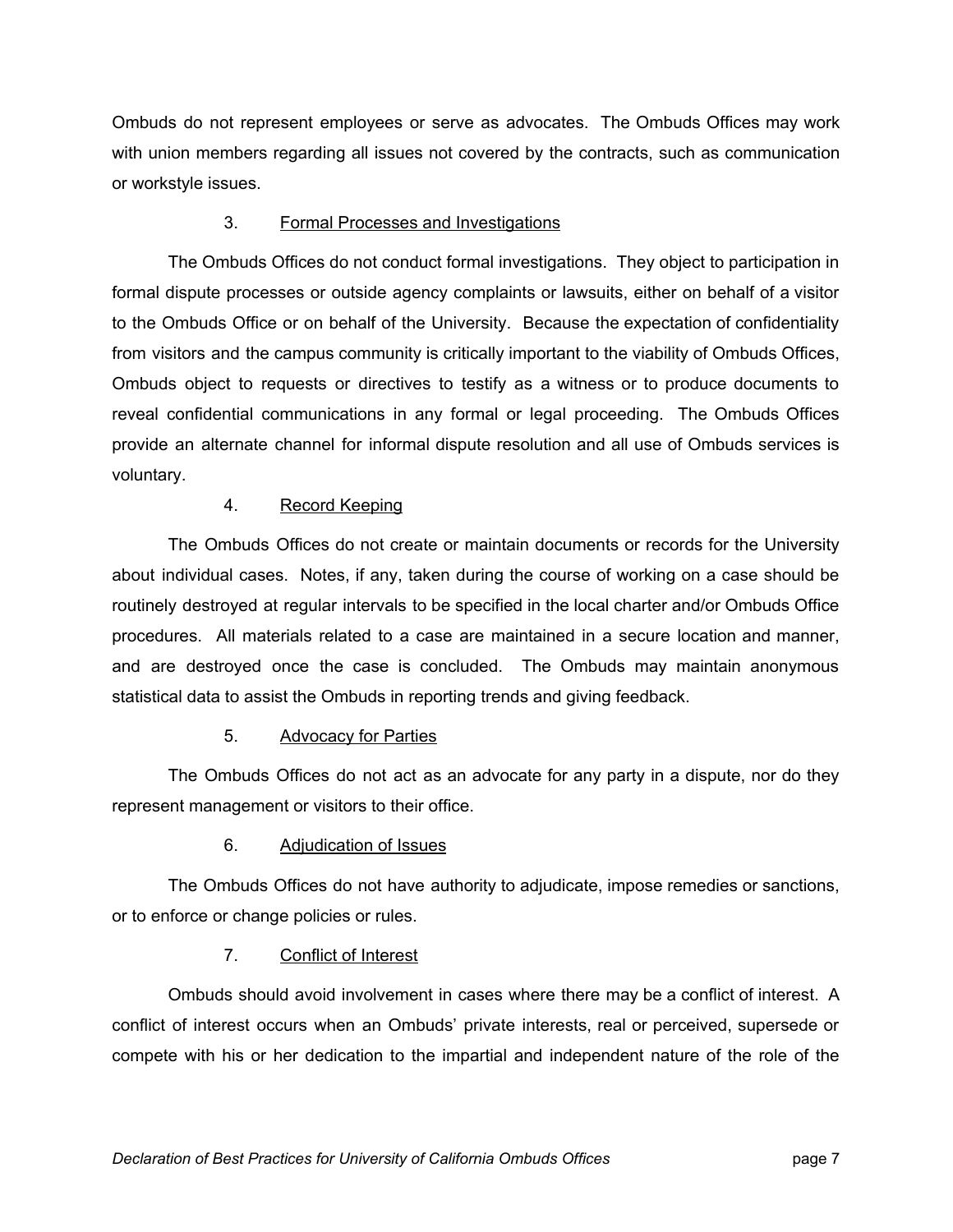Ombuds do not represent employees or serve as advocates. The Ombuds Offices may work with union members regarding all issues not covered by the contracts, such as communication or workstyle issues.

#### 3. Formal Processes and Investigations

The Ombuds Offices do not conduct formal investigations. They object to participation in formal dispute processes or outside agency complaints or lawsuits, either on behalf of a visitor to the Ombuds Office or on behalf of the University. Because the expectation of confidentiality from visitors and the campus community is critically important to the viability of Ombuds Offices, Ombuds object to requests or directives to testify as a witness or to produce documents to reveal confidential communications in any formal or legal proceeding. The Ombuds Offices provide an alternate channel for informal dispute resolution and all use of Ombuds services is voluntary.

#### 4. Record Keeping

The Ombuds Offices do not create or maintain documents or records for the University about individual cases. Notes, if any, taken during the course of working on a case should be routinely destroyed at regular intervals to be specified in the local charter and/or Ombuds Office procedures. All materials related to a case are maintained in a secure location and manner, and are destroyed once the case is concluded. The Ombuds may maintain anonymous statistical data to assist the Ombuds in reporting trends and giving feedback.

#### 5. Advocacy for Parties

The Ombuds Offices do not act as an advocate for any party in a dispute, nor do they represent management or visitors to their office.

#### 6. Adjudication of Issues

The Ombuds Offices do not have authority to adjudicate, impose remedies or sanctions, or to enforce or change policies or rules.

#### 7. Conflict of Interest

Ombuds should avoid involvement in cases where there may be a conflict of interest. A conflict of interest occurs when an Ombuds' private interests, real or perceived, supersede or compete with his or her dedication to the impartial and independent nature of the role of the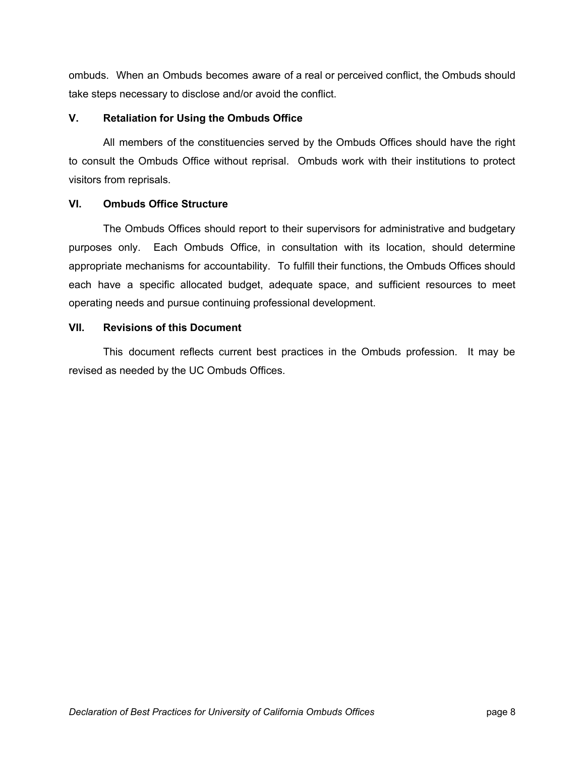ombuds. When an Ombuds becomes aware of a real or perceived conflict, the Ombuds should take steps necessary to disclose and/or avoid the conflict.

## V. Retaliation for Using the Ombuds Office

All members of the constituencies served by the Ombuds Offices should have the right to consult the Ombuds Office without reprisal. Ombuds work with their institutions to protect visitors from reprisals.

## VI. Ombuds Office Structure

The Ombuds Offices should report to their supervisors for administrative and budgetary purposes only. Each Ombuds Office, in consultation with its location, should determine appropriate mechanisms for accountability. To fulfill their functions, the Ombuds Offices should each have a specific allocated budget, adequate space, and sufficient resources to meet operating needs and pursue continuing professional development.

## VII. Revisions of this Document

This document reflects current best practices in the Ombuds profession. It may be revised as needed by the UC Ombuds Offices.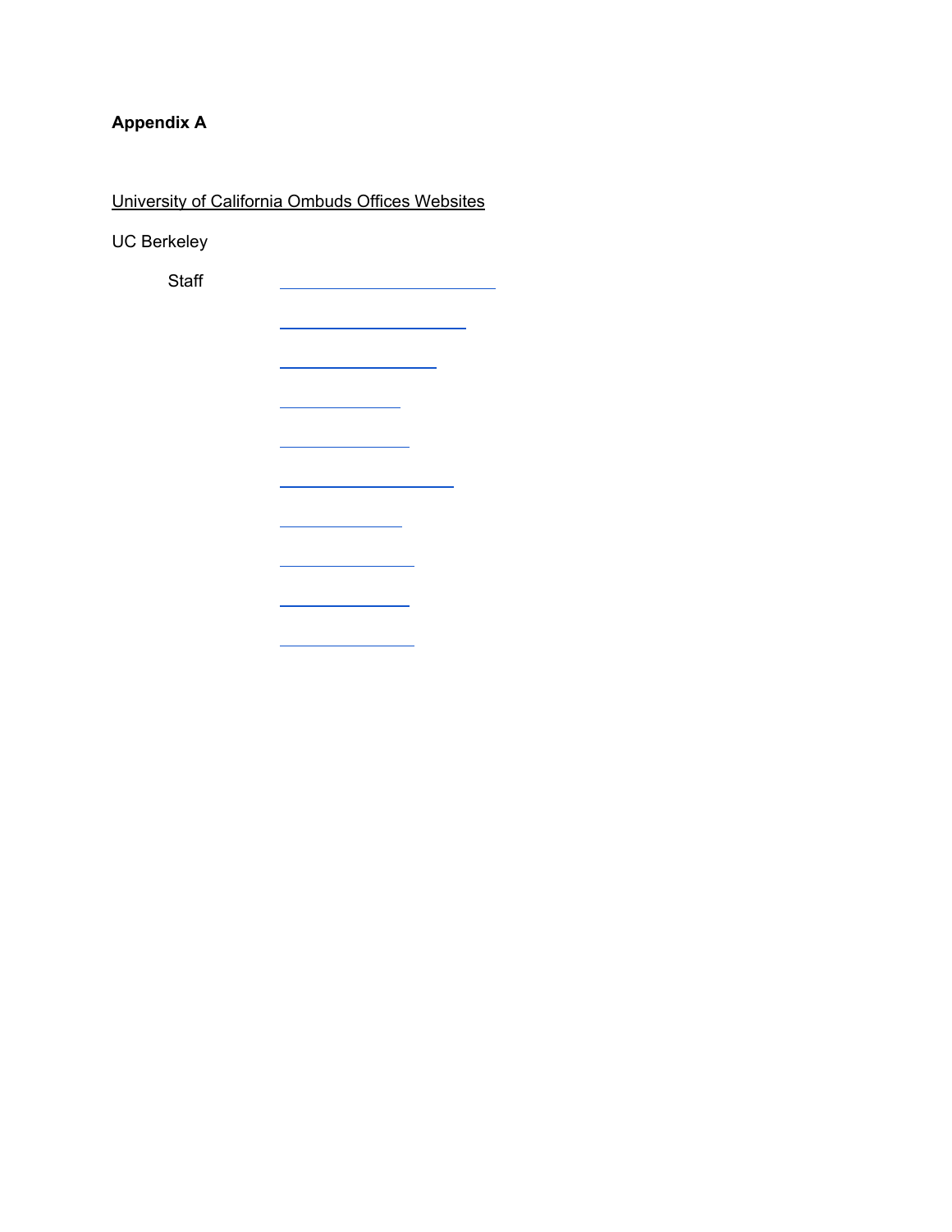**Appendix A**

University of California Ombuds Offices Websites

UC Berkeley

Staff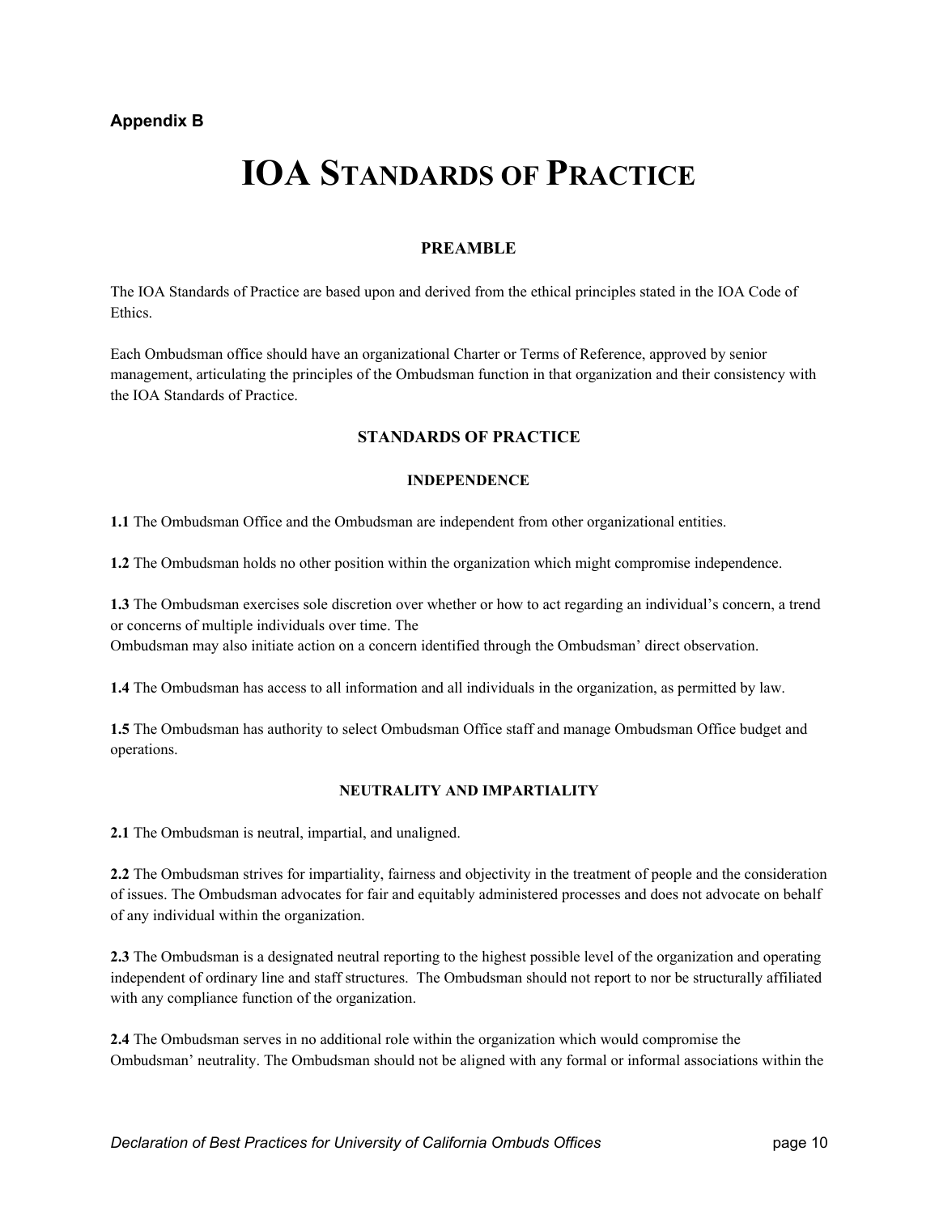**Appendix B**

# IOA Standards of Practice

## PREAMBLE

The IOA Standards of Practice are based upon and derived from the ethical principles stated in the IOA Code of Ethics.

Each Ombudsman office should have an organizational Charter or Terms of Reference, approved by senior management, articulating the principles of the Ombudsman function in that organization and their consistency with the IOA Standards of Practice.

## STANDARDS OF PRACTICE

### INDEPENDENCE

**1.1** The Ombudsman Office and the Ombudsman are independent from other organizational entities.

**1.2** The Ombudsman holds no other position within the organization which might compromise independence.

**1.3** The Ombudsman exercises sole discretion over whether or how to act regarding an individual's concern, a trend or concerns of multiple individuals over time. The
Ombudsman may also initiate action on a concern identified through the Ombudsman' direct observation.

**1.4** The Ombudsman has access to all information and all individuals in the organization, as permitted by law.

**1.5** The Ombudsman has authority to select Ombudsman Office staff and manage Ombudsman Office budget and operations.

### NEUTRALITY AND IMPARTIALITY

**2.1** The Ombudsman is neutral, impartial, and unaligned.

**2.2** The Ombudsman strives for impartiality, fairness and objectivity in the treatment of people and the consideration of issues. The Ombudsman advocates for fair and equitably administered processes and does not advocate on behalf of any individual within the organization.

**2.3** The Ombudsman is a designated neutral reporting to the highest possible level of the organization and operating independent of ordinary line and staff structures. The Ombudsman should not report to nor be structurally affiliated with any compliance function of the organization.

**2.4** The Ombudsman serves in no additional role within the organization which would compromise the Ombudsman' neutrality. The Ombudsman should not be aligned with any formal or informal associations within the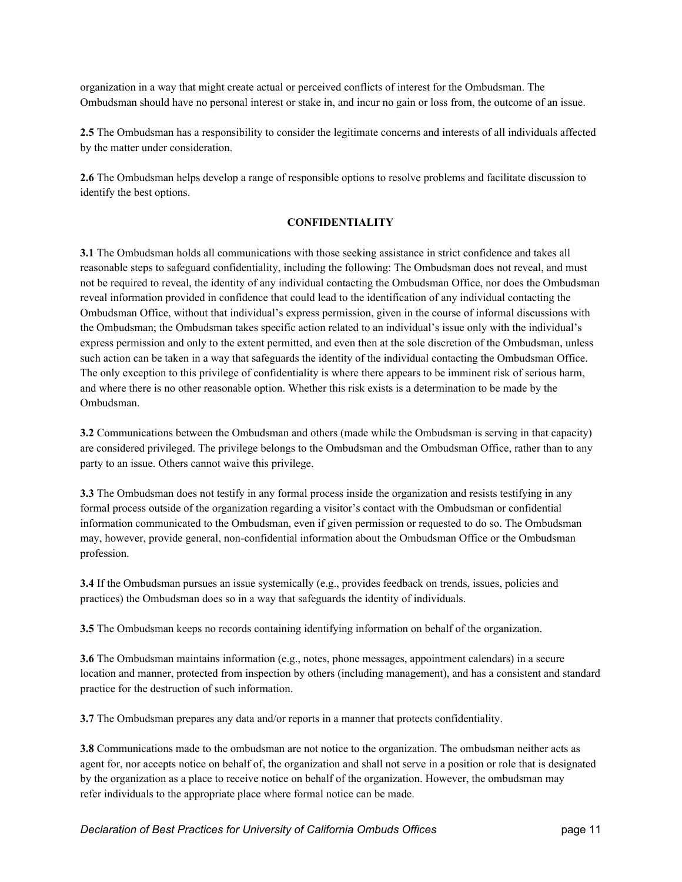organization in a way that might create actual or perceived conflicts of interest for the Ombudsman. The Ombudsman should have no personal interest or stake in, and incur no gain or loss from, the outcome of an issue.

**2.5** The Ombudsman has a responsibility to consider the legitimate concerns and interests of all individuals affected by the matter under consideration.

**2.6** The Ombudsman helps develop a range of responsible options to resolve problems and facilitate discussion to identify the best options.

## CONFIDENTIALITY

**3.1** The Ombudsman holds all communications with those seeking assistance in strict confidence and takes all reasonable steps to safeguard confidentiality, including the following: The Ombudsman does not reveal, and must not be required to reveal, the identity of any individual contacting the Ombudsman Office, nor does the Ombudsman reveal information provided in confidence that could lead to the identification of any individual contacting the Ombudsman Office, without that individual's express permission, given in the course of informal discussions with the Ombudsman; the Ombudsman takes specific action related to an individual's issue only with the individual's express permission and only to the extent permitted, and even then at the sole discretion of the Ombudsman, unless such action can be taken in a way that safeguards the identity of the individual contacting the Ombudsman Office. The only exception to this privilege of confidentiality is where there appears to be imminent risk of serious harm, and where there is no other reasonable option. Whether this risk exists is a determination to be made by the Ombudsman.

**3.2** Communications between the Ombudsman and others (made while the Ombudsman is serving in that capacity) are considered privileged. The privilege belongs to the Ombudsman and the Ombudsman Office, rather than to any party to an issue. Others cannot waive this privilege.

**3.3** The Ombudsman does not testify in any formal process inside the organization and resists testifying in any formal process outside of the organization regarding a visitor's contact with the Ombudsman or confidential information communicated to the Ombudsman, even if given permission or requested to do so. The Ombudsman may, however, provide general, non-confidential information about the Ombudsman Office or the Ombudsman profession.

**3.4** If the Ombudsman pursues an issue systemically (e.g., provides feedback on trends, issues, policies and practices) the Ombudsman does so in a way that safeguards the identity of individuals.

**3.5** The Ombudsman keeps no records containing identifying information on behalf of the organization.

**3.6** The Ombudsman maintains information (e.g., notes, phone messages, appointment calendars) in a secure location and manner, protected from inspection by others (including management), and has a consistent and standard practice for the destruction of such information.

**3.7** The Ombudsman prepares any data and/or reports in a manner that protects confidentiality.

**3.8** Communications made to the ombudsman are not notice to the organization. The ombudsman neither acts as agent for, nor accepts notice on behalf of, the organization and shall not serve in a position or role that is designated by the organization as a place to receive notice on behalf of the organization. However, the ombudsman may refer individuals to the appropriate place where formal notice can be made.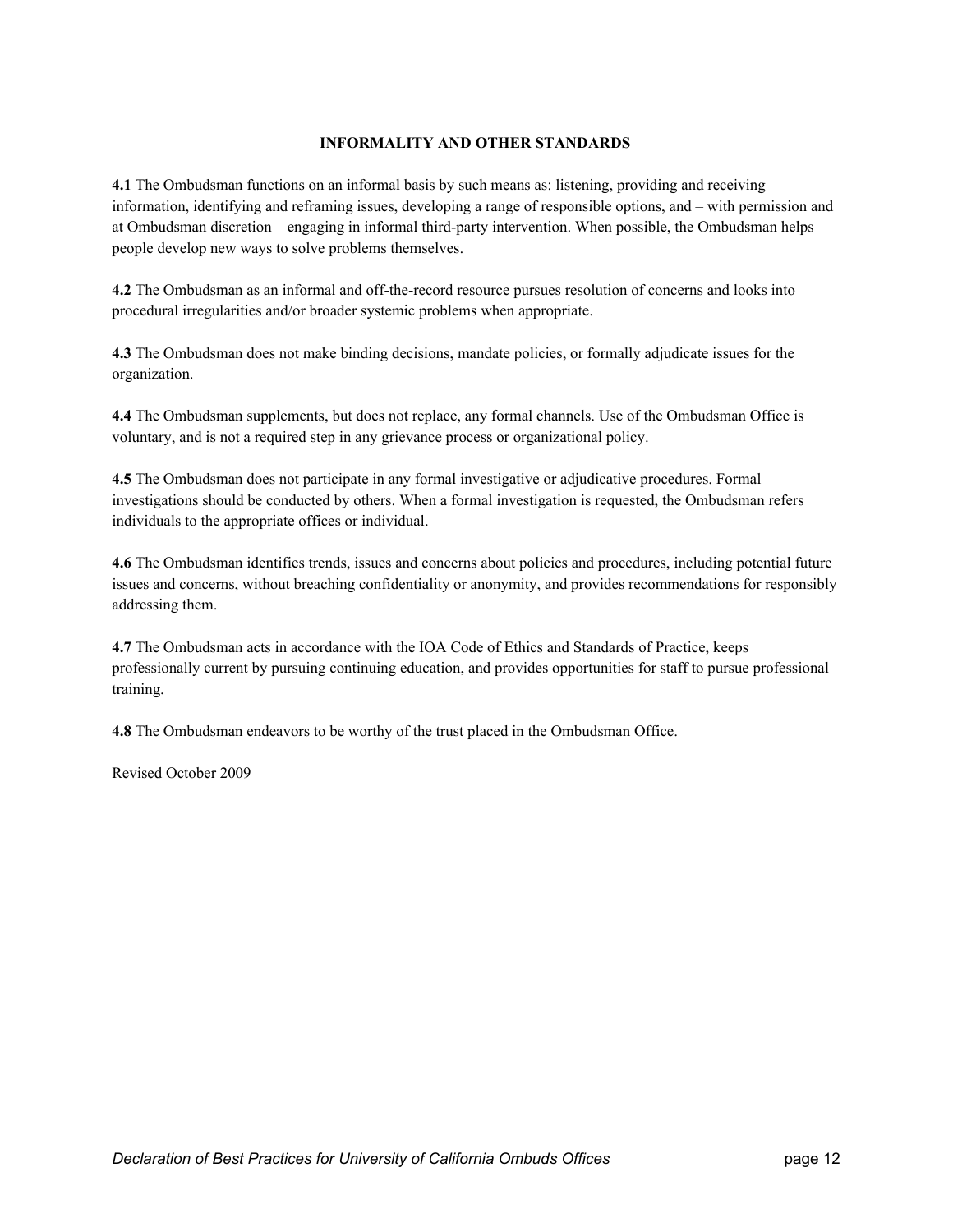## INFORMALITY AND OTHER STANDARDS

**4.1** The Ombudsman functions on an informal basis by such means as: listening, providing and receiving information, identifying and reframing issues, developing a range of responsible options, and – with permission and at Ombudsman discretion – engaging in informal third-party intervention. When possible, the Ombudsman helps people develop new ways to solve problems themselves.

**4.2** The Ombudsman as an informal and off-the-record resource pursues resolution of concerns and looks into procedural irregularities and/or broader systemic problems when appropriate.

**4.3** The Ombudsman does not make binding decisions, mandate policies, or formally adjudicate issues for the organization.

**4.4** The Ombudsman supplements, but does not replace, any formal channels. Use of the Ombudsman Office is voluntary, and is not a required step in any grievance process or organizational policy.

**4.5** The Ombudsman does not participate in any formal investigative or adjudicative procedures. Formal investigations should be conducted by others. When a formal investigation is requested, the Ombudsman refers individuals to the appropriate offices or individual.

**4.6** The Ombudsman identifies trends, issues and concerns about policies and procedures, including potential future issues and concerns, without breaching confidentiality or anonymity, and provides recommendations for responsibly addressing them.

**4.7** The Ombudsman acts in accordance with the IOA Code of Ethics and Standards of Practice, keeps professionally current by pursuing continuing education, and provides opportunities for staff to pursue professional training.

**4.8** The Ombudsman endeavors to be worthy of the trust placed in the Ombudsman Office.

Revised October 2009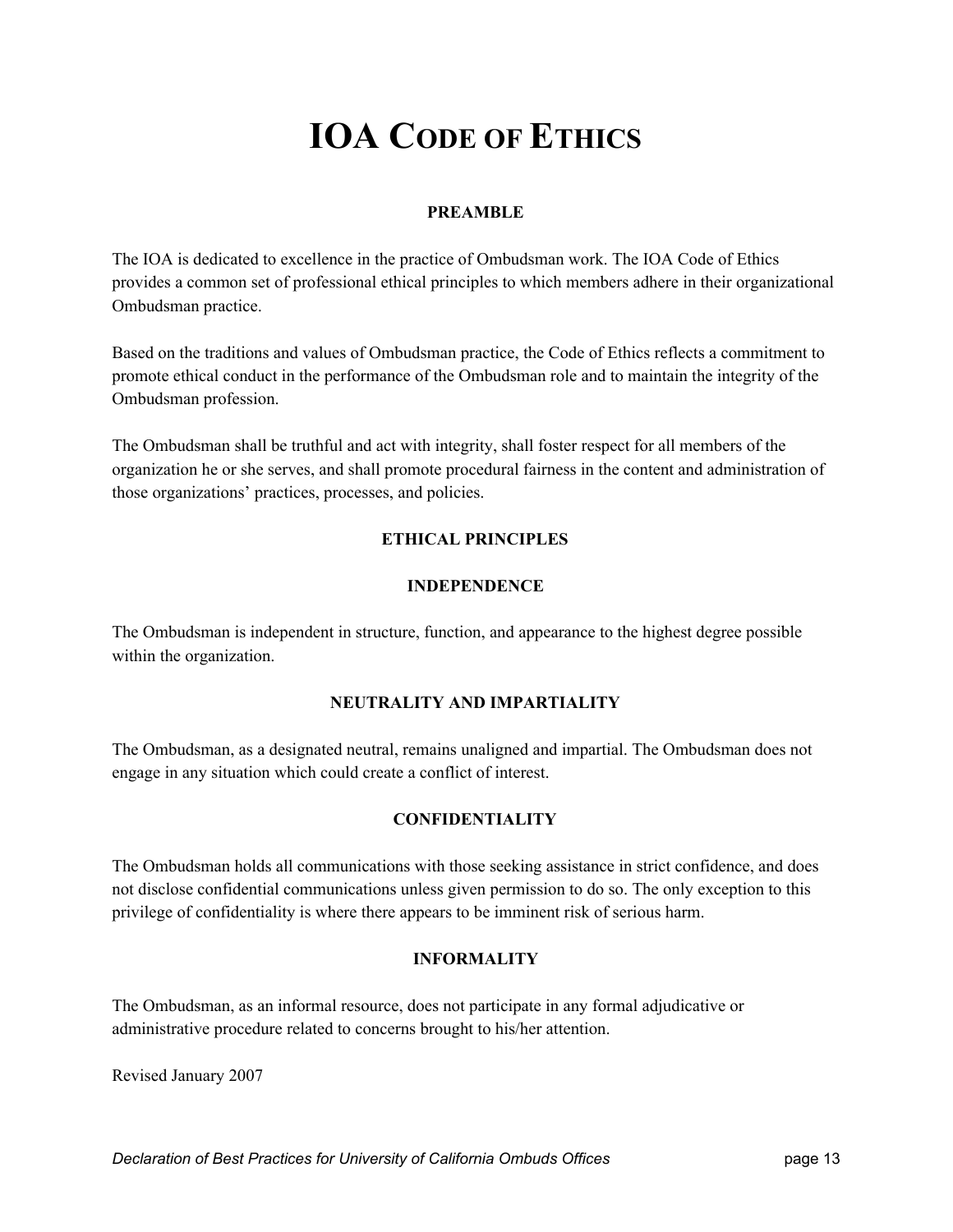# IOA Code of Ethics

## PREAMBLE

The IOA is dedicated to excellence in the practice of Ombudsman work. The IOA Code of Ethics provides a common set of professional ethical principles to which members adhere in their organizational Ombudsman practice.

Based on the traditions and values of Ombudsman practice, the Code of Ethics reflects a commitment to promote ethical conduct in the performance of the Ombudsman role and to maintain the integrity of the Ombudsman profession.

The Ombudsman shall be truthful and act with integrity, shall foster respect for all members of the organization he or she serves, and shall promote procedural fairness in the content and administration of those organizations' practices, processes, and policies.

## ETHICAL PRINCIPLES

### INDEPENDENCE

The Ombudsman is independent in structure, function, and appearance to the highest degree possible within the organization.

### NEUTRALITY AND IMPARTIALITY

The Ombudsman, as a designated neutral, remains unaligned and impartial. The Ombudsman does not engage in any situation which could create a conflict of interest.

### CONFIDENTIALITY

The Ombudsman holds all communications with those seeking assistance in strict confidence, and does not disclose confidential communications unless given permission to do so. The only exception to this privilege of confidentiality is where there appears to be imminent risk of serious harm.

### INFORMALITY

The Ombudsman, as an informal resource, does not participate in any formal adjudicative or administrative procedure related to concerns brought to his/her attention.

Revised January 2007